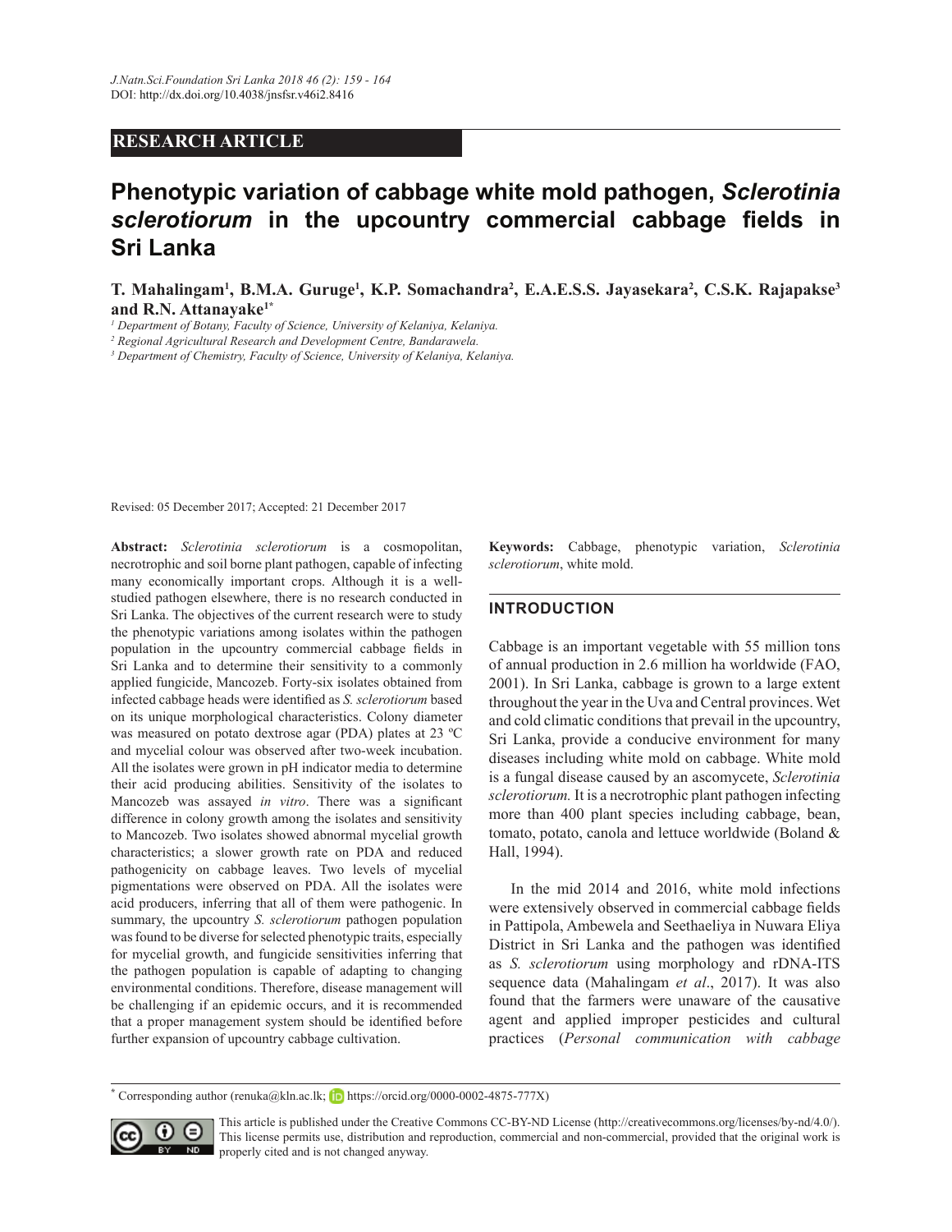**RESEARCH ARTICLE**

# Phenotypic variation of cabbage white mold pathogen, *Sclerotinia sclerotiorum* in the upcountry commercial cabbage fields in Sri Lanka

**T. Mahalingam[1], B.M.A. Guruge[1], K.P. Somachandra[2], E.A.E.S.S. Jayasekara[2], C.S.K. Rajapakse[3] and R.N. Attanayake[1*]**

[1] *Department of Botany, Faculty of Science, University of Kelaniya, Kelaniya.*

[2] *Regional Agricultural Research and Development Centre, Bandarawela.*

[3] *Department of Chemistry, Faculty of Science, University of Kelaniya, Kelaniya.*

Revised: 05 December 2017; Accepted: 21 December 2017

**Abstract:** *Sclerotinia sclerotiorum* is a cosmopolitan, necrotrophic and soil borne plant pathogen, capable of infecting many economically important crops. Although it is a well-studied pathogen elsewhere, there is no research conducted in Sri Lanka. The objectives of the current research were to study the phenotypic variations among isolates within the pathogen population in the upcountry commercial cabbage fields in Sri Lanka and to determine their sensitivity to a commonly applied fungicide, Mancozeb. Forty-six isolates obtained from infected cabbage heads were identified as *S. sclerotiorum* based on its unique morphological characteristics. Colony diameter was measured on potato dextrose agar (PDA) plates at 23 ºC and mycelial colour was observed after two-week incubation. All the isolates were grown in pH indicator media to determine their acid producing abilities. Sensitivity of the isolates to Mancozeb was assayed *in vitro*. There was a significant difference in colony growth among the isolates and sensitivity to Mancozeb. Two isolates showed abnormal mycelial growth characteristics; a slower growth rate on PDA and reduced pathogenicity on cabbage leaves. Two levels of mycelial pigmentations were observed on PDA. All the isolates were acid producers, inferring that all of them were pathogenic. In summary, the upcountry *S. sclerotiorum* pathogen population was found to be diverse for selected phenotypic traits, especially for mycelial growth, and fungicide sensitivities inferring that the pathogen population is capable of adapting to changing environmental conditions. Therefore, disease management will be challenging if an epidemic occurs, and it is recommended that a proper management system should be identified before further expansion of upcountry cabbage cultivation.

**Keywords:** Cabbage, phenotypic variation, *Sclerotinia sclerotiorum*, white mold.

## INTRODUCTION

Cabbage is an important vegetable with 55 million tons of annual production in 2.6 million ha worldwide (FAO, 2001). In Sri Lanka, cabbage is grown to a large extent throughout the year in the Uva and Central provinces. Wet and cold climatic conditions that prevail in the upcountry, Sri Lanka, provide a conducive environment for many diseases including white mold on cabbage. White mold is a fungal disease caused by an ascomycete, *Sclerotinia sclerotiorum.* It is a necrotrophic plant pathogen infecting more than 400 plant species including cabbage, bean, tomato, potato, canola and lettuce worldwide (Boland & Hall, 1994).

In the mid 2014 and 2016, white mold infections were extensively observed in commercial cabbage fields in Pattipola, Ambewela and Seethaeliya in Nuwara Eliya District in Sri Lanka and the pathogen was identified as *S. sclerotiorum* using morphology and rDNA-ITS sequence data (Mahalingam *et al*., 2017). It was also found that the farmers were unaware of the causative agent and applied improper pesticides and cultural practices (*Personal communication with cabbage*

[*] Corresponding author (renuka@kln.ac.lk; https://orcid.org/0000-0002-4875-777X)

This article is published under the Creative Commons CC-BY-ND License (http://creativecommons.org/licenses/by-nd/4.0/). This license permits use, distribution and reproduction, commercial and non-commercial, provided that the original work is properly cited and is not changed anyway.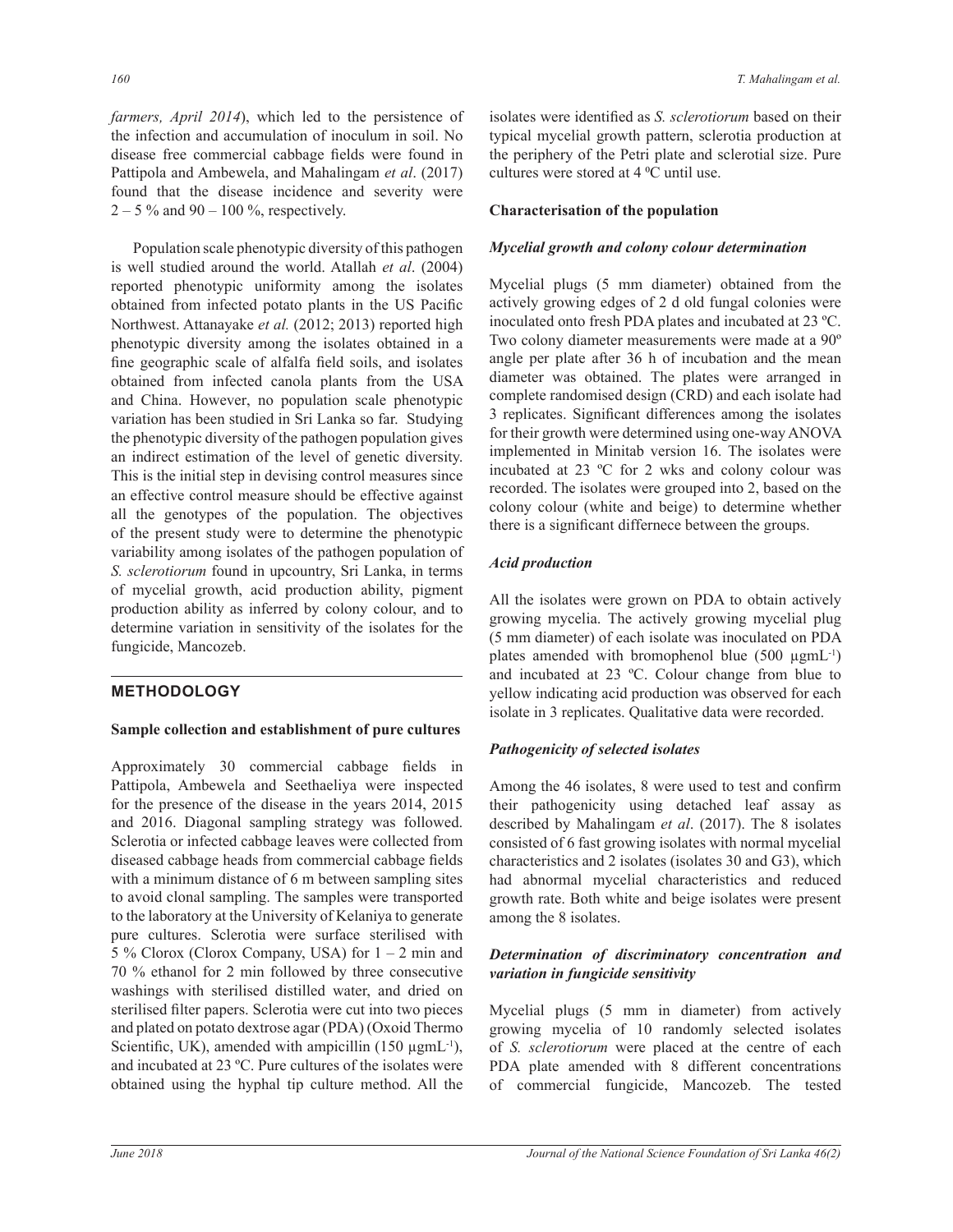*farmers, April 2014*), which led to the persistence of the infection and accumulation of inoculum in soil. No disease free commercial cabbage fields were found in Pattipola and Ambewela, and Mahalingam *et al*. (2017) found that the disease incidence and severity were 2 – 5 % and 90 – 100 %, respectively.

Population scale phenotypic diversity of this pathogen is well studied around the world. Atallah *et al*. (2004) reported phenotypic uniformity among the isolates obtained from infected potato plants in the US Pacific Northwest. Attanayake *et al.* (2012; 2013) reported high phenotypic diversity among the isolates obtained in a fine geographic scale of alfalfa field soils, and isolates obtained from infected canola plants from the USA and China. However, no population scale phenotypic variation has been studied in Sri Lanka so far. Studying the phenotypic diversity of the pathogen population gives an indirect estimation of the level of genetic diversity. This is the initial step in devising control measures since an effective control measure should be effective against all the genotypes of the population. The objectives of the present study were to determine the phenotypic variability among isolates of the pathogen population of *S. sclerotiorum* found in upcountry, Sri Lanka, in terms of mycelial growth, acid production ability, pigment production ability as inferred by colony colour, and to determine variation in sensitivity of the isolates for the fungicide, Mancozeb.

## METHODOLOGY

### Sample collection and establishment of pure cultures

Approximately 30 commercial cabbage fields in Pattipola, Ambewela and Seethaeliya were inspected for the presence of the disease in the years 2014, 2015 and 2016. Diagonal sampling strategy was followed. Sclerotia or infected cabbage leaves were collected from diseased cabbage heads from commercial cabbage fields with a minimum distance of 6 m between sampling sites to avoid clonal sampling. The samples were transported to the laboratory at the University of Kelaniya to generate pure cultures. Sclerotia were surface sterilised with 5 % Clorox (Clorox Company, USA) for 1 – 2 min and 70 % ethanol for 2 min followed by three consecutive washings with sterilised distilled water, and dried on sterilised filter papers. Sclerotia were cut into two pieces and plated on potato dextrose agar (PDA) (Oxoid Thermo Scientific, UK), amended with ampicillin (150 $\mu gmL^{-1}$), and incubated at 23 ºC. Pure cultures of the isolates were obtained using the hyphal tip culture method. All the isolates were identified as *S. sclerotiorum* based on their typical mycelial growth pattern, sclerotia production at the periphery of the Petri plate and sclerotial size. Pure cultures were stored at 4 ºC until use.

### Characterisation of the population

#### *Mycelial growth and colony colour determination*

Mycelial plugs (5 mm diameter) obtained from the actively growing edges of 2 d old fungal colonies were inoculated onto fresh PDA plates and incubated at 23 ºC. Two colony diameter measurements were made at a 90º angle per plate after 36 h of incubation and the mean diameter was obtained. The plates were arranged in complete randomised design (CRD) and each isolate had 3 replicates. Significant differences among the isolates for their growth were determined using one-way ANOVA implemented in Minitab version 16. The isolates were incubated at 23 ºC for 2 wks and colony colour was recorded. The isolates were grouped into 2, based on the colony colour (white and beige) to determine whether there is a significant differnece between the groups.

#### *Acid production*

All the isolates were grown on PDA to obtain actively growing mycelia. The actively growing mycelial plug (5 mm diameter) of each isolate was inoculated on PDA plates amended with bromophenol blue (500 $\mu gmL^{-1}$) and incubated at 23 ºC. Colour change from blue to yellow indicating acid production was observed for each isolate in 3 replicates. Qualitative data were recorded.

#### *Pathogenicity of selected isolates*

Among the 46 isolates, 8 were used to test and confirm their pathogenicity using detached leaf assay as described by Mahalingam *et al*. (2017). The 8 isolates consisted of 6 fast growing isolates with normal mycelial characteristics and 2 isolates (isolates 30 and G3), which had abnormal mycelial characteristics and reduced growth rate. Both white and beige isolates were present among the 8 isolates.

#### *Determination of discriminatory concentration and variation in fungicide sensitivity*

Mycelial plugs (5 mm in diameter) from actively growing mycelia of 10 randomly selected isolates of *S. sclerotiorum* were placed at the centre of each PDA plate amended with 8 different concentrations of commercial fungicide, Mancozeb. The tested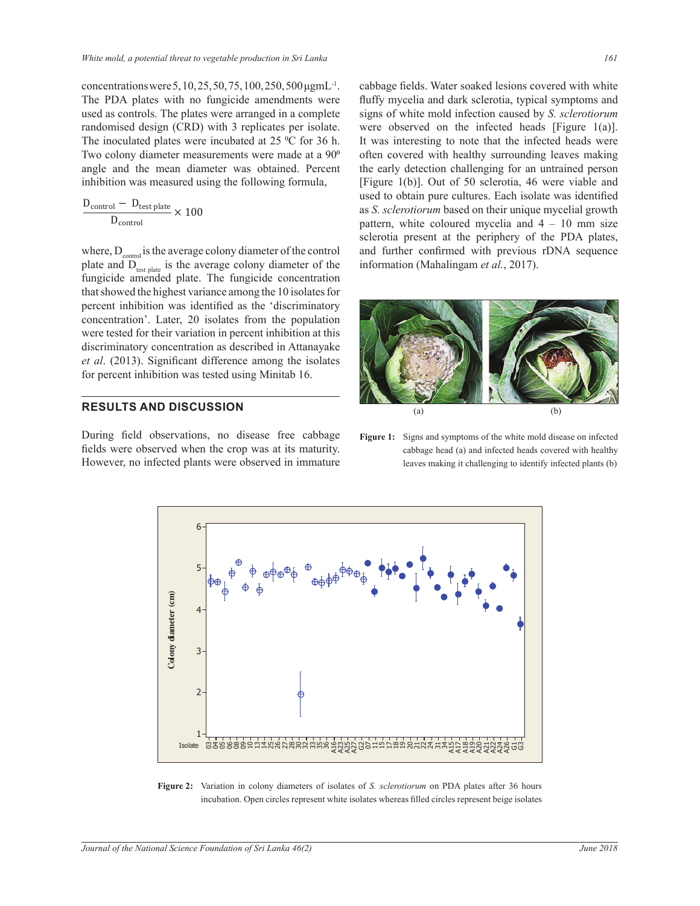concentrations were 5, 10, 25, 50, 75, 100, 250, 500 μgmL$^{-1}$. The PDA plates with no fungicide amendments were used as controls. The plates were arranged in a complete randomised design (CRD) with 3 replicates per isolate. The inoculated plates were incubated at 25 ºC for 36 h. Two colony diameter measurements were made at a 90º angle and the mean diameter was obtained. Percent inhibition was measured using the following formula,

$$\frac{D_{control} - D_{test\ plate}}{D_{control}} \times 100$$

where, $D_{control}$ is the average colony diameter of the control plate and $D_{test\ plate}$ is the average colony diameter of the fungicide amended plate. The fungicide concentration that showed the highest variance among the 10 isolates for percent inhibition was identified as the 'discriminatory concentration'. Later, 20 isolates from the population were tested for their variation in percent inhibition at this discriminatory concentration as described in Attanayake *et al*. (2013). Significant difference among the isolates for percent inhibition was tested using Minitab 16.

## RESULTS AND DISCUSSION

During field observations, no disease free cabbage fields were observed when the crop was at its maturity. However, no infected plants were observed in immature cabbage fields. Water soaked lesions covered with white fluffy mycelia and dark sclerotia, typical symptoms and signs of white mold infection caused by *S. sclerotiorum* were observed on the infected heads [Figure 1(a)]. It was interesting to note that the infected heads were often covered with healthy surrounding leaves making the early detection challenging for an untrained person [Figure 1(b)]. Out of 50 sclerotia, 46 were viable and used to obtain pure cultures. Each isolate was identified as *S. sclerotiorum* based on their unique mycelial growth pattern, white coloured mycelia and 4 – 10 mm size sclerotia present at the periphery of the PDA plates, and further confirmed with previous rDNA sequence information (Mahalingam *et al.*, 2017).

**Figure 1:** Signs and symptoms of the white mold disease on infected cabbage head (a) and infected heads covered with healthy leaves making it challenging to identify infected plants (b)

**Figure 2:** Variation in colony diameters of isolates of *S. sclerotiorum* on PDA plates after 36 hours incubation. Open circles represent white isolates whereas filled circles represent beige isolates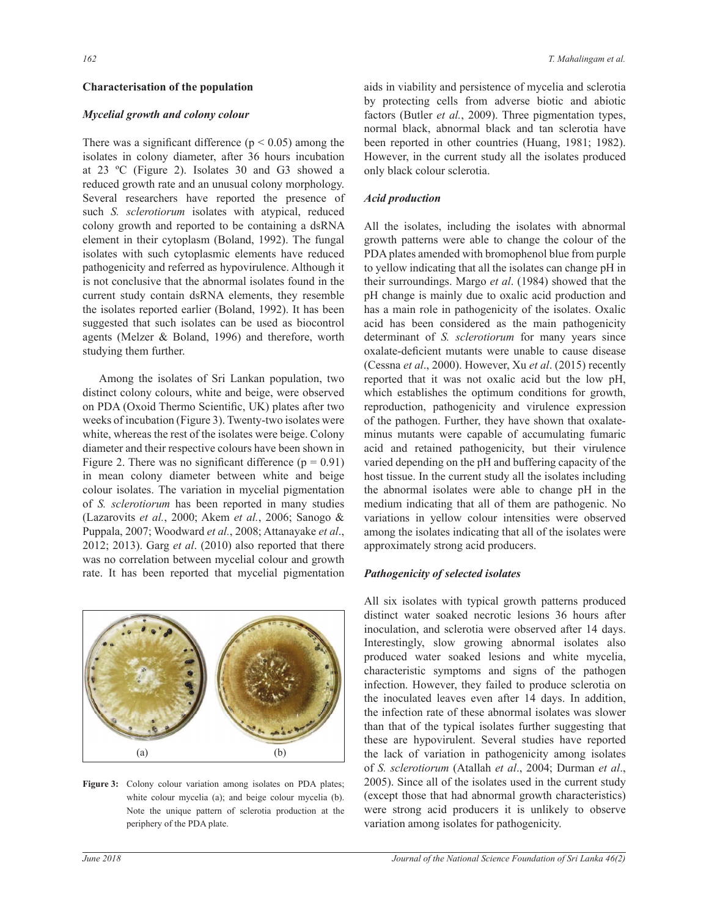### Characterisation of the population

#### *Mycelial growth and colony colour*

There was a significant difference ($p < 0.05$) among the isolates in colony diameter, after 36 hours incubation at 23 ºC (Figure 2). Isolates 30 and G3 showed a reduced growth rate and an unusual colony morphology. Several researchers have reported the presence of such *S. sclerotiorum* isolates with atypical, reduced colony growth and reported to be containing a dsRNA element in their cytoplasm (Boland, 1992). The fungal isolates with such cytoplasmic elements have reduced pathogenicity and referred as hypovirulence. Although it is not conclusive that the abnormal isolates found in the current study contain dsRNA elements, they resemble the isolates reported earlier (Boland, 1992). It has been suggested that such isolates can be used as biocontrol agents (Melzer & Boland, 1996) and therefore, worth studying them further.

Among the isolates of Sri Lankan population, two distinct colony colours, white and beige, were observed on PDA (Oxoid Thermo Scientific, UK) plates after two weeks of incubation (Figure 3). Twenty-two isolates were white, whereas the rest of the isolates were beige. Colony diameter and their respective colours have been shown in Figure 2. There was no significant difference ($p = 0.91$) in mean colony diameter between white and beige colour isolates. The variation in mycelial pigmentation of *S. sclerotiorum* has been reported in many studies (Lazarovits *et al.*, 2000; Akem *et al.*, 2006; Sanogo & Puppala, 2007; Woodward *et al.*, 2008; Attanayake *et al*., 2012; 2013). Garg *et al*. (2010) also reported that there was no correlation between mycelial colour and growth rate. It has been reported that mycelial pigmentation aids in viability and persistence of mycelia and sclerotia by protecting cells from adverse biotic and abiotic factors (Butler *et al.*, 2009). Three pigmentation types, normal black, abnormal black and tan sclerotia have been reported in other countries (Huang, 1981; 1982). However, in the current study all the isolates produced only black colour sclerotia.

**Figure 3:** Colony colour variation among isolates on PDA plates; white colour mycelia (a); and beige colour mycelia (b). Note the unique pattern of sclerotia production at the periphery of the PDA plate.

#### *Acid production*

All the isolates, including the isolates with abnormal growth patterns were able to change the colour of the PDA plates amended with bromophenol blue from purple to yellow indicating that all the isolates can change pH in their surroundings. Margo *et al*. (1984) showed that the pH change is mainly due to oxalic acid production and has a main role in pathogenicity of the isolates. Oxalic acid has been considered as the main pathogenicity determinant of *S. sclerotiorum* for many years since oxalate-deficient mutants were unable to cause disease (Cessna *et al*., 2000). However, Xu *et al*. (2015) recently reported that it was not oxalic acid but the low pH, which establishes the optimum conditions for growth, reproduction, pathogenicity and virulence expression of the pathogen. Further, they have shown that oxalate-minus mutants were capable of accumulating fumaric acid and retained pathogenicity, but their virulence varied depending on the pH and buffering capacity of the host tissue. In the current study all the isolates including the abnormal isolates were able to change pH in the medium indicating that all of them are pathogenic. No variations in yellow colour intensities were observed among the isolates indicating that all of the isolates were approximately strong acid producers.

#### *Pathogenicity of selected isolates*

All six isolates with typical growth patterns produced distinct water soaked necrotic lesions 36 hours after inoculation, and sclerotia were observed after 14 days. Interestingly, slow growing abnormal isolates also produced water soaked lesions and white mycelia, characteristic symptoms and signs of the pathogen infection. However, they failed to produce sclerotia on the inoculated leaves even after 14 days. In addition, the infection rate of these abnormal isolates was slower than that of the typical isolates further suggesting that these are hypovirulent. Several studies have reported the lack of variation in pathogenicity among isolates of *S. sclerotiorum* (Atallah *et al*., 2004; Durman *et al*., 2005). Since all of the isolates used in the current study (except those that had abnormal growth characteristics) were strong acid producers it is unlikely to observe variation among isolates for pathogenicity.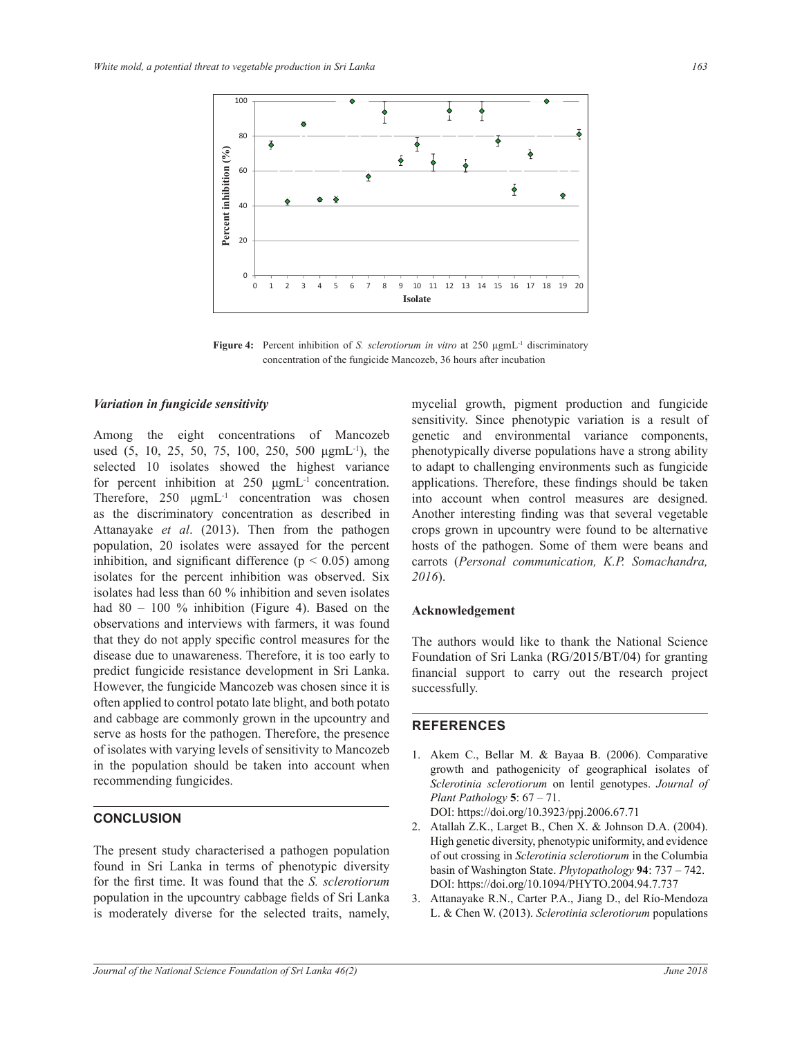Figure 4: Percent inhibition of *S. sclerotiorum in vitro* at 250 µgmL$^{-1}$ discriminatory concentration of the fungicide Mancozeb, 36 hours after incubation

### *Variation in fungicide sensitivity*

Among the eight concentrations of Mancozeb used (5, 10, 25, 50, 75, 100, 250, 500 µgmL$^{-1}$), the selected 10 isolates showed the highest variance for percent inhibition at 250 µgmL$^{-1}$ concentration. Therefore, 250 µgmL$^{-1}$ concentration was chosen as the discriminatory concentration as described in Attanayake *et al*. (2013). Then from the pathogen population, 20 isolates were assayed for the percent inhibition, and significant difference ($p < 0.05$) among isolates for the percent inhibition was observed. Six isolates had less than 60 % inhibition and seven isolates had 80 – 100 % inhibition (Figure 4). Based on the observations and interviews with farmers, it was found that they do not apply specific control measures for the disease due to unawareness. Therefore, it is too early to predict fungicide resistance development in Sri Lanka. However, the fungicide Mancozeb was chosen since it is often applied to control potato late blight, and both potato and cabbage are commonly grown in the upcountry and serve as hosts for the pathogen. Therefore, the presence of isolates with varying levels of sensitivity to Mancozeb in the population should be taken into account when recommending fungicides.

## CONCLUSION

The present study characterised a pathogen population found in Sri Lanka in terms of phenotypic diversity for the first time. It was found that the *S. sclerotiorum* population in the upcountry cabbage fields of Sri Lanka is moderately diverse for the selected traits, namely, mycelial growth, pigment production and fungicide sensitivity. Since phenotypic variation is a result of genetic and environmental variance components, phenotypically diverse populations have a strong ability to adapt to challenging environments such as fungicide applications. Therefore, these findings should be taken into account when control measures are designed. Another interesting finding was that several vegetable crops grown in upcountry were found to be alternative hosts of the pathogen. Some of them were beans and carrots (*Personal communication, K.P. Somachandra, 2016*).

### Acknowledgement

The authors would like to thank the National Science Foundation of Sri Lanka (RG/2015/BT/04) for granting financial support to carry out the research project successfully.

## REFERENCES

1. Akem C., Bellar M. & Bayaa B. (2006). Comparative growth and pathogenicity of geographical isolates of *Sclerotinia sclerotiorum* on lentil genotypes. *Journal of Plant Pathology* **5**: 67 – 71. DOI: https://doi.org/10.3923/ppj.2006.67.71
2. Atallah Z.K., Larget B., Chen X. & Johnson D.A. (2004). High genetic diversity, phenotypic uniformity, and evidence of out crossing in *Sclerotinia sclerotiorum* in the Columbia basin of Washington State. *Phytopathology* **94**: 737 – 742. DOI: https://doi.org/10.1094/PHYTO.2004.94.7.737
3. Attanayake R.N., Carter P.A., Jiang D., del Río-Mendoza L. & Chen W. (2013). *Sclerotinia sclerotiorum* populations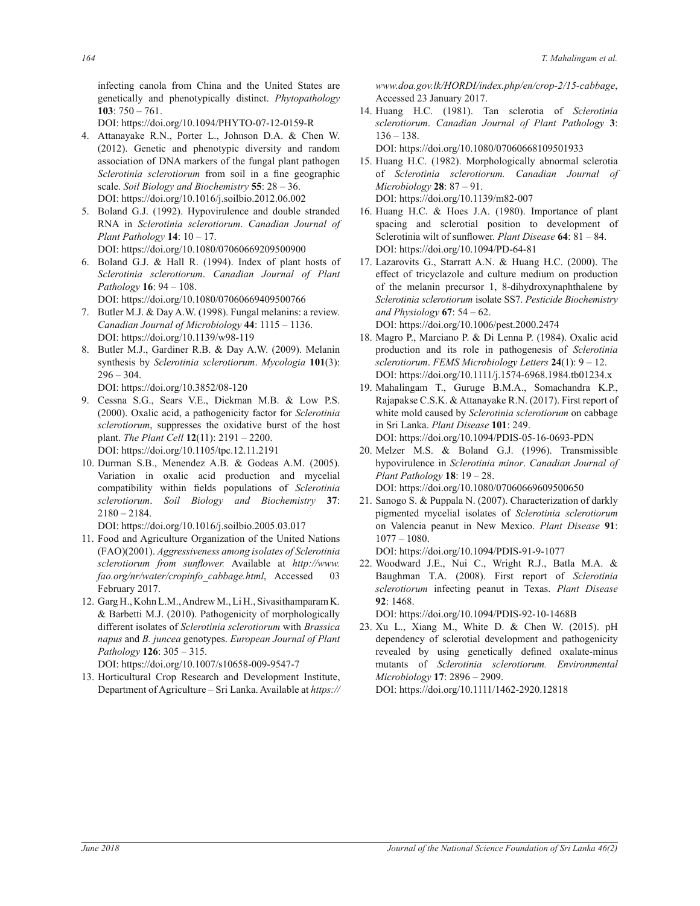infecting canola from China and the United States are genetically and phenotypically distinct. *Phytopathology* **103**: 750 – 761.
DOI: https://doi.org/10.1094/PHYTO-07-12-0159-R

4. Attanayake R.N., Porter L., Johnson D.A. & Chen W. (2012). Genetic and phenotypic diversity and random association of DNA markers of the fungal plant pathogen *Sclerotinia sclerotiorum* from soil in a fine geographic scale. *Soil Biology and Biochemistry* **55**: 28 – 36.
DOI: https://doi.org/10.1016/j.soilbio.2012.06.002
5. Boland G.J. (1992). Hypovirulence and double stranded RNA in *Sclerotinia sclerotiorum*. *Canadian Journal of Plant Pathology* **14**: 10 – 17.
DOI: https://doi.org/10.1080/07060669209500900
6. Boland G.J. & Hall R. (1994). Index of plant hosts of *Sclerotinia sclerotiorum*. *Canadian Journal of Plant Pathology* **16**: 94 – 108.
DOI: https://doi.org/10.1080/07060669409500766
7. Butler M.J. & Day A.W. (1998). Fungal melanins: a review. *Canadian Journal of Microbiology* **44**: 1115 – 1136.
DOI: https://doi.org/10.1139/w98-119
8. Butler M.J., Gardiner R.B. & Day A.W. (2009). Melanin synthesis by *Sclerotinia sclerotiorum*. *Mycologia* **101**(3): 296 – 304.
DOI: https://doi.org/10.3852/08-120
9. Cessna S.G., Sears V.E., Dickman M.B. & Low P.S. (2000). Oxalic acid, a pathogenicity factor for *Sclerotinia sclerotiorum*, suppresses the oxidative burst of the host plant. *The Plant Cell* **12**(11): 2191 – 2200.
DOI: https://doi.org/10.1105/tpc.12.11.2191
10. Durman S.B., Menendez A.B. & Godeas A.M. (2005). Variation in oxalic acid production and mycelial compatibility within fields populations of *Sclerotinia sclerotiorum*. *Soil Biology and Biochemistry* **37**: 2180 – 2184.
DOI: https://doi.org/10.1016/j.soilbio.2005.03.017
11. Food and Agriculture Organization of the United Nations (FAO)(2001). *Aggressiveness among isolates of Sclerotinia sclerotiorum from sunflower.* Available at *http://www.fao.org/nr/water/cropinfo_cabbage.html*, Accessed 03 February 2017.
12. Garg H., Kohn L.M., Andrew M., Li H., Sivasithamparam K. & Barbetti M.J. (2010). Pathogenicity of morphologically different isolates of *Sclerotinia sclerotiorum* with *Brassica napus* and *B. juncea* genotypes. *European Journal of Plant Pathology* **126**: 305 – 315.
DOI: https://doi.org/10.1007/s10658-009-9547-7
13. Horticultural Crop Research and Development Institute, Department of Agriculture – Sri Lanka. Available at *https://www.doa.gov.lk/HORDI/index.php/en/crop-2/15-cabbage*, Accessed 23 January 2017.
14. Huang H.C. (1981). Tan sclerotia of *Sclerotinia sclerotiorum*. *Canadian Journal of Plant Pathology* **3**: 136 – 138.
DOI: https://doi.org/10.1080/07060668109501933
15. Huang H.C. (1982). Morphologically abnormal sclerotia of *Sclerotinia sclerotiorum. Canadian Journal of Microbiology* **28**: 87 – 91.
DOI: https://doi.org/10.1139/m82-007
16. Huang H.C. & Hoes J.A. (1980). Importance of plant spacing and sclerotial position to development of Sclerotinia wilt of sunflower. *Plant Disease* **64**: 81 – 84.
DOI: https://doi.org/10.1094/PD-64-81
17. Lazarovits G., Starratt A.N. & Huang H.C. (2000). The effect of tricyclazole and culture medium on production of the melanin precursor 1, 8-dihydroxynaphthalene by *Sclerotinia sclerotiorum* isolate SS7. *Pesticide Biochemistry and Physiology* **67**: 54 – 62.
DOI: https://doi.org/10.1006/pest.2000.2474
18. Magro P., Marciano P. & Di Lenna P. (1984). Oxalic acid production and its role in pathogenesis of *Sclerotinia sclerotiorum*. *FEMS Microbiology Letters* **24**(1): 9 – 12.
DOI: https://doi.org/10.1111/j.1574-6968.1984.tb01234.x
19. Mahalingam T., Guruge B.M.A., Somachandra K.P., Rajapakse C.S.K. & Attanayake R.N. (2017). First report of white mold caused by *Sclerotinia sclerotiorum* on cabbage in Sri Lanka. *Plant Disease* **101**: 249.
DOI: https://doi.org/10.1094/PDIS-05-16-0693-PDN
20. Melzer M.S. & Boland G.J. (1996). Transmissible hypovirulence in *Sclerotinia minor*. *Canadian Journal of Plant Pathology* **18**: 19 – 28.
DOI: https://doi.org/10.1080/07060669609500650
21. Sanogo S. & Puppala N. (2007). Characterization of darkly pigmented mycelial isolates of *Sclerotinia sclerotiorum* on Valencia peanut in New Mexico. *Plant Disease* **91**: 1077 – 1080.
DOI: https://doi.org/10.1094/PDIS-91-9-1077
22. Woodward J.E., Nui C., Wright R.J., Batla M.A. & Baughman T.A. (2008). First report of *Sclerotinia sclerotiorum* infecting peanut in Texas. *Plant Disease* **92**: 1468.
DOI: https://doi.org/10.1094/PDIS-92-10-1468B
23. Xu L., Xiang M., White D. & Chen W. (2015). pH dependency of sclerotial development and pathogenicity revealed by using genetically defined oxalate-minus mutants of *Sclerotinia sclerotiorum. Environmental Microbiology* **17**: 2896 – 2909.
DOI: https://doi.org/10.1111/1462-2920.12818